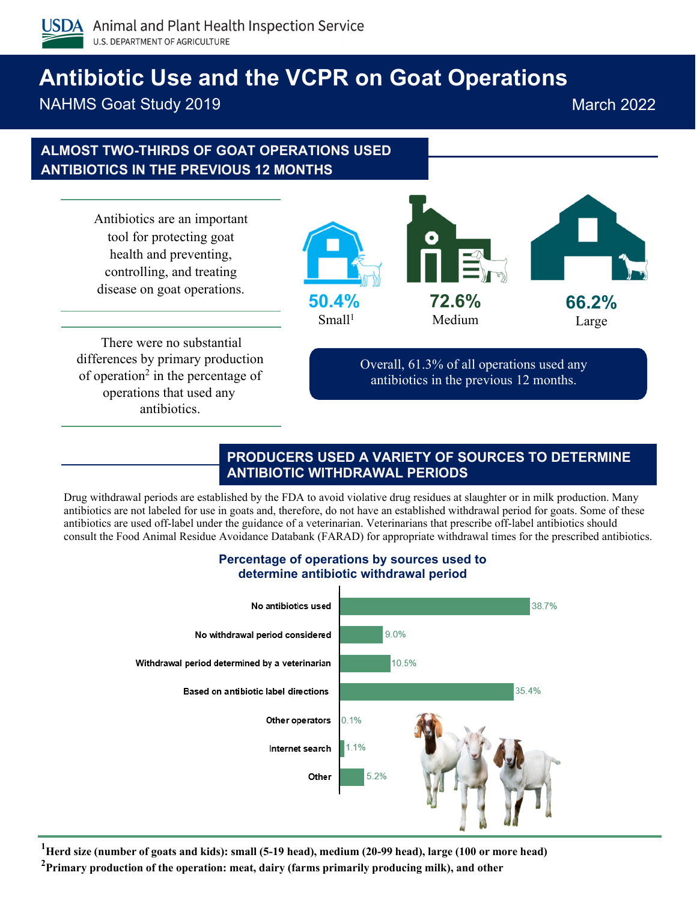USDA Animal and Plant Health Inspection Service
U.S. DEPARTMENT OF AGRICULTURE

# Antibiotic Use and the VCPR on Goat Operations

NAHMS Goat Study 2019

March 2022

## ALMOST TWO-THIRDS OF GOAT OPERATIONS USED ANTIBIOTICS IN THE PREVIOUS 12 MONTHS

Antibiotics are an important tool for protecting goat health and preventing, controlling, and treating disease on goat operations.

There were no substantial differences by primary production of operation[2] in the percentage of operations that used any antibiotics.

| Herd size | Percent |
| --- | --- |
| Small[1] | 50.4% |
| Medium | 72.6% |
| Large | 66.2% |

Overall, 61.3% of all operations used any antibiotics in the previous 12 months.

## PRODUCERS USED A VARIETY OF SOURCES TO DETERMINE ANTIBIOTIC WITHDRAWAL PERIODS

Drug withdrawal periods are established by the FDA to avoid violative drug residues at slaughter or in milk production. Many antibiotics are not labeled for use in goats and, therefore, do not have an established withdrawal period for goats. Some of these antibiotics are used off-label under the guidance of a veterinarian. Veterinarians that prescribe off-label antibiotics should consult the Food Animal Residue Avoidance Databank (FARAD) for appropriate withdrawal times for the prescribed antibiotics.

### Percentage of operations by sources used to determine antibiotic withdrawal period

| Source | Percent |
| --- | --- |
| No antibiotics used | 38.7% |
| No withdrawal period considered | 9.0% |
| Withdrawal period determined by a veterinarian | 10.5% |
| Based on antibiotic label directions | 35.4% |
| Other operators | 0.1% |
| Internet search | 1.1% |
| Other | 5.2% |

[1] **Herd size (number of goats and kids): small (5-19 head), medium (20-99 head), large (100 or more head)**

[2] **Primary production of the operation: meat, dairy (farms primarily producing milk), and other**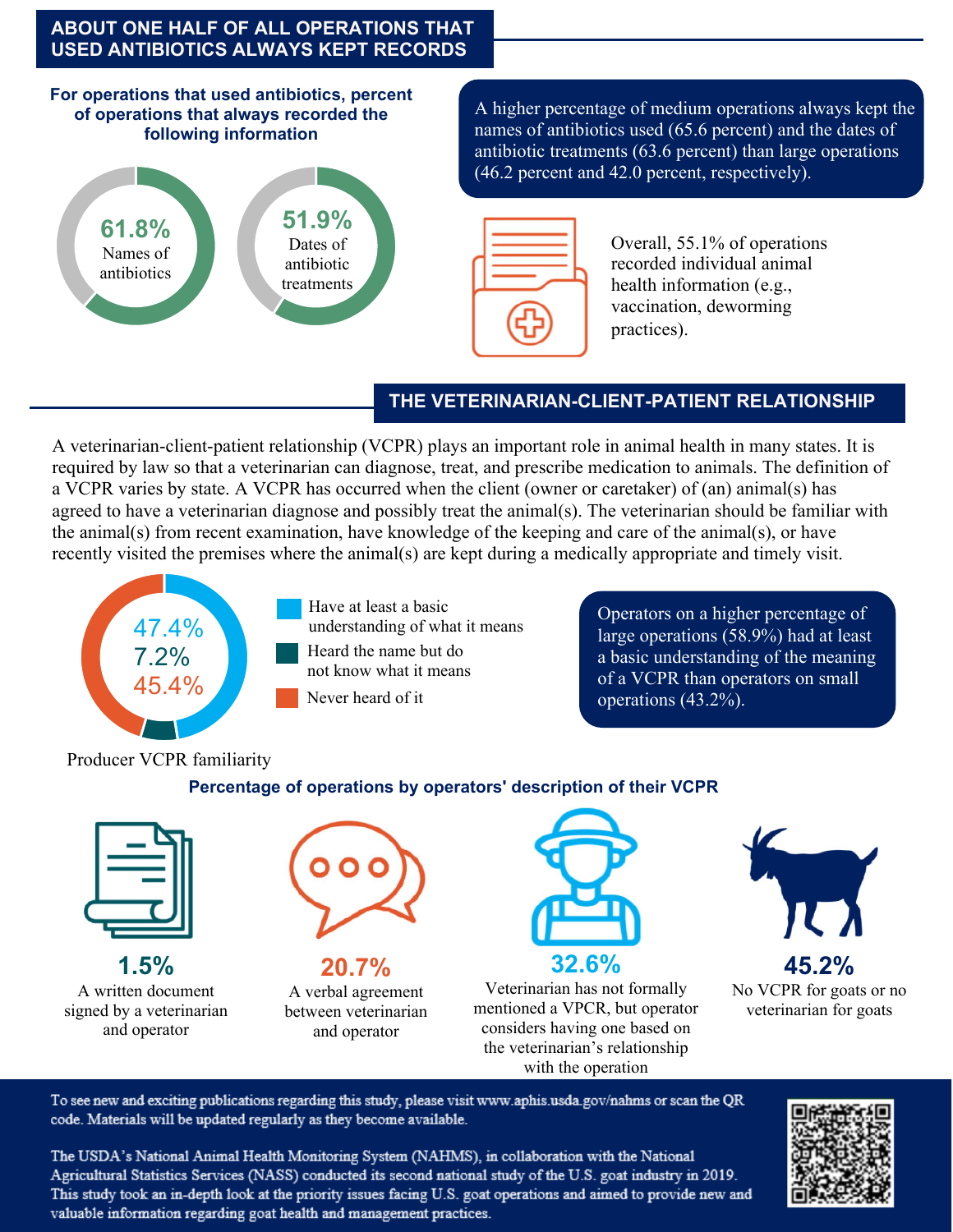## ABOUT ONE HALF OF ALL OPERATIONS THAT USED ANTIBIOTICS ALWAYS KEPT RECORDS

**For operations that used antibiotics, percent of operations that always recorded the following information**

61.8%
Names of antibiotics

51.9%
Dates of antibiotic treatments

A higher percentage of medium operations always kept the names of antibiotics used (65.6 percent) and the dates of antibiotic treatments (63.6 percent) than large operations (46.2 percent and 42.0 percent, respectively).

Overall, 55.1% of operations recorded individual animal health information (e.g., vaccination, deworming practices).

## THE VETERINARIAN-CLIENT-PATIENT RELATIONSHIP

A veterinarian-client-patient relationship (VCPR) plays an important role in animal health in many states. It is required by law so that a veterinarian can diagnose, treat, and prescribe medication to animals. The definition of a VCPR varies by state. A VCPR has occurred when the client (owner or caretaker) of (an) animal(s) has agreed to have a veterinarian diagnose and possibly treat the animal(s). The veterinarian should be familiar with the animal(s) from recent examination, have knowledge of the keeping and care of the animal(s), or have recently visited the premises where the animal(s) are kept during a medically appropriate and timely visit.

47.4%
7.2%
45.4%

Have at least a basic understanding of what it means

Heard the name but do not know what it means

Never heard of it

Producer VCPR familiarity

Operators on a higher percentage of large operations (58.9%) had at least a basic understanding of the meaning of a VCPR than operators on small operations (43.2%).

**Percentage of operations by operators' description of their VCPR**

**1.5%**
A written document signed by a veterinarian and operator

**20.7%**
A verbal agreement between veterinarian and operator

**32.6%**
Veterinarian has not formally mentioned a VPCR, but operator considers having one based on the veterinarian's relationship with the operation

**45.2%**
No VCPR for goats or no veterinarian for goats

To see new and exciting publications regarding this study, please visit www.aphis.usda.gov/nahms or scan the QR code. Materials will be updated regularly as they become available.

The USDA's National Animal Health Monitoring System (NAHMS), in collaboration with the National Agricultural Statistics Services (NASS) conducted its second national study of the U.S. goat industry in 2019. This study took an in-depth look at the priority issues facing U.S. goat operations and aimed to provide new and valuable information regarding goat health and management practices.